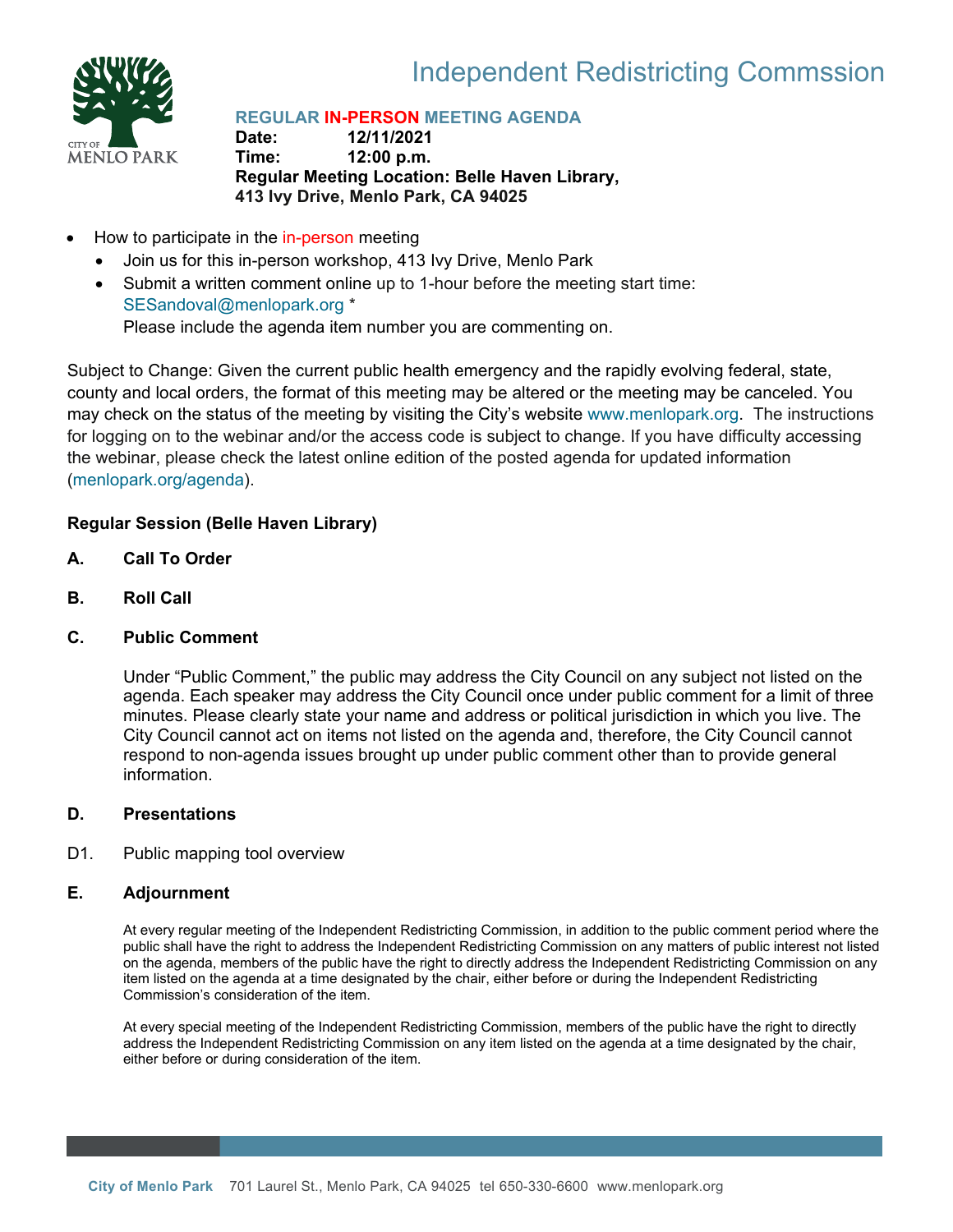# Independent Redistricting Commssion

**REGULAR IN-PERSON MEETING AGENDA**
**Date:** 12/11/2021
**Time:** 12:00 p.m.
**Regular Meeting Location: Belle Haven Library, 413 Ivy Drive, Menlo Park, CA 94025**

- How to participate in the in-person meeting
  - Join us for this in-person workshop, 413 Ivy Drive, Menlo Park
  - Submit a written comment online up to 1-hour before the meeting start time: SESandoval@menlopark.org *
    Please include the agenda item number you are commenting on.

Subject to Change: Given the current public health emergency and the rapidly evolving federal, state, county and local orders, the format of this meeting may be altered or the meeting may be canceled. You may check on the status of the meeting by visiting the City's website www.menlopark.org. The instructions for logging on to the webinar and/or the access code is subject to change. If you have difficulty accessing the webinar, please check the latest online edition of the posted agenda for updated information (menlopark.org/agenda).

**Regular Session (Belle Haven Library)**

**A. Call To Order**

**B. Roll Call**

**C. Public Comment**

Under "Public Comment," the public may address the City Council on any subject not listed on the agenda. Each speaker may address the City Council once under public comment for a limit of three minutes. Please clearly state your name and address or political jurisdiction in which you live. The City Council cannot act on items not listed on the agenda and, therefore, the City Council cannot respond to non-agenda issues brought up under public comment other than to provide general information.

**D. Presentations**

D1. Public mapping tool overview

**E. Adjournment**

At every regular meeting of the Independent Redistricting Commission, in addition to the public comment period where the public shall have the right to address the Independent Redistricting Commission on any matters of public interest not listed on the agenda, members of the public have the right to directly address the Independent Redistricting Commission on any item listed on the agenda at a time designated by the chair, either before or during the Independent Redistricting Commission's consideration of the item.

At every special meeting of the Independent Redistricting Commission, members of the public have the right to directly address the Independent Redistricting Commission on any item listed on the agenda at a time designated by the chair, either before or during consideration of the item.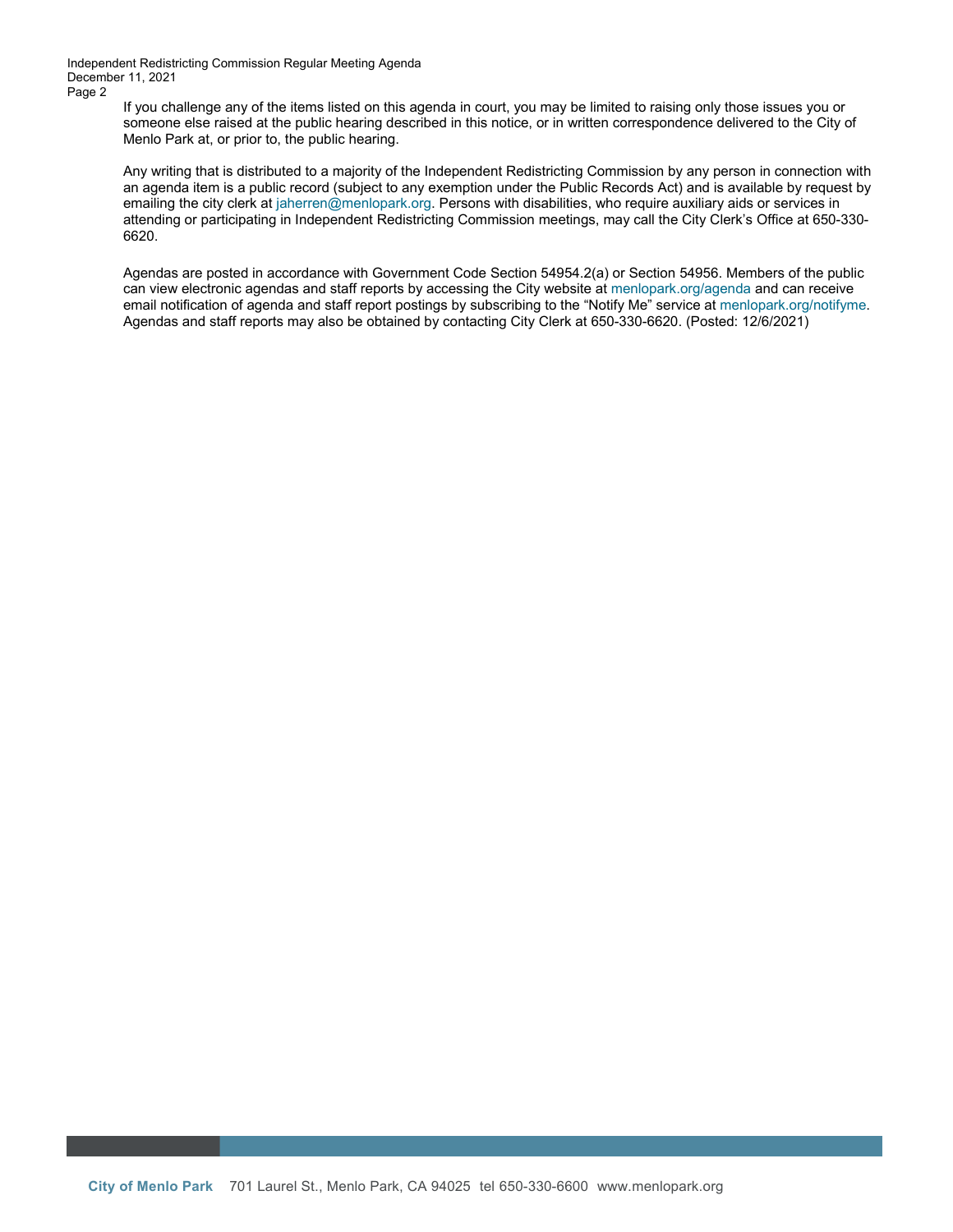If you challenge any of the items listed on this agenda in court, you may be limited to raising only those issues you or someone else raised at the public hearing described in this notice, or in written correspondence delivered to the City of Menlo Park at, or prior to, the public hearing.

Any writing that is distributed to a majority of the Independent Redistricting Commission by any person in connection with an agenda item is a public record (subject to any exemption under the Public Records Act) and is available by request by emailing the city clerk at jaherren@menlopark.org. Persons with disabilities, who require auxiliary aids or services in attending or participating in Independent Redistricting Commission meetings, may call the City Clerk's Office at 650-330-6620.

Agendas are posted in accordance with Government Code Section 54954.2(a) or Section 54956. Members of the public can view electronic agendas and staff reports by accessing the City website at menlopark.org/agenda and can receive email notification of agenda and staff report postings by subscribing to the "Notify Me" service at menlopark.org/notifyme. Agendas and staff reports may also be obtained by contacting City Clerk at 650-330-6620. (Posted: 12/6/2021)